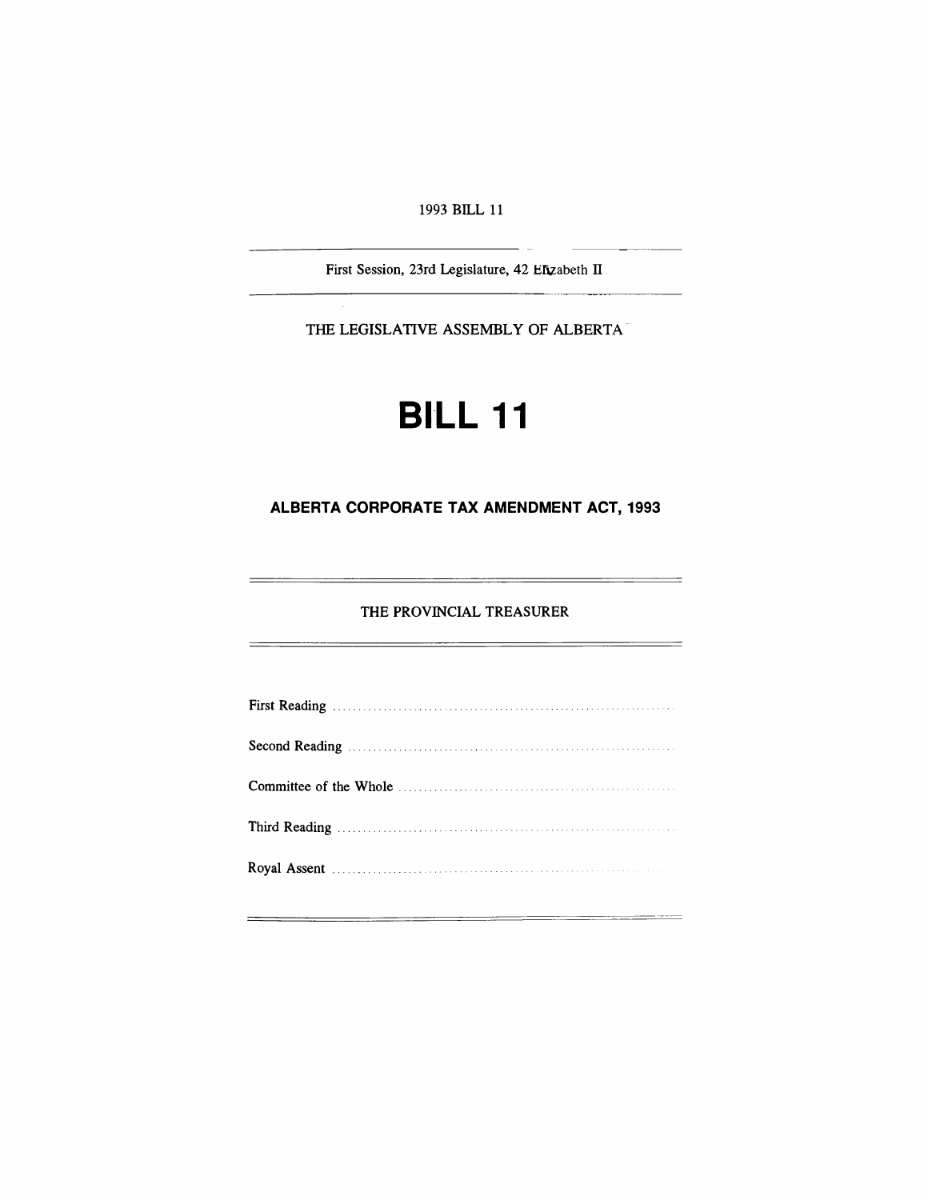1993 BILL 11

First Session, 23rd Legislature, 42 Elizabeth II

THE LEGISLATIVE ASSEMBLY OF ALBERTA

# BILL 11

## ALBERTA CORPORATE TAX AMENDMENT ACT, 1993

THE PROVINCIAL TREASURER

First Reading ....................................................................

Second Reading ....................................................................

Committee of the Whole ....................................................................

Third Reading ....................................................................

Royal Assent ....................................................................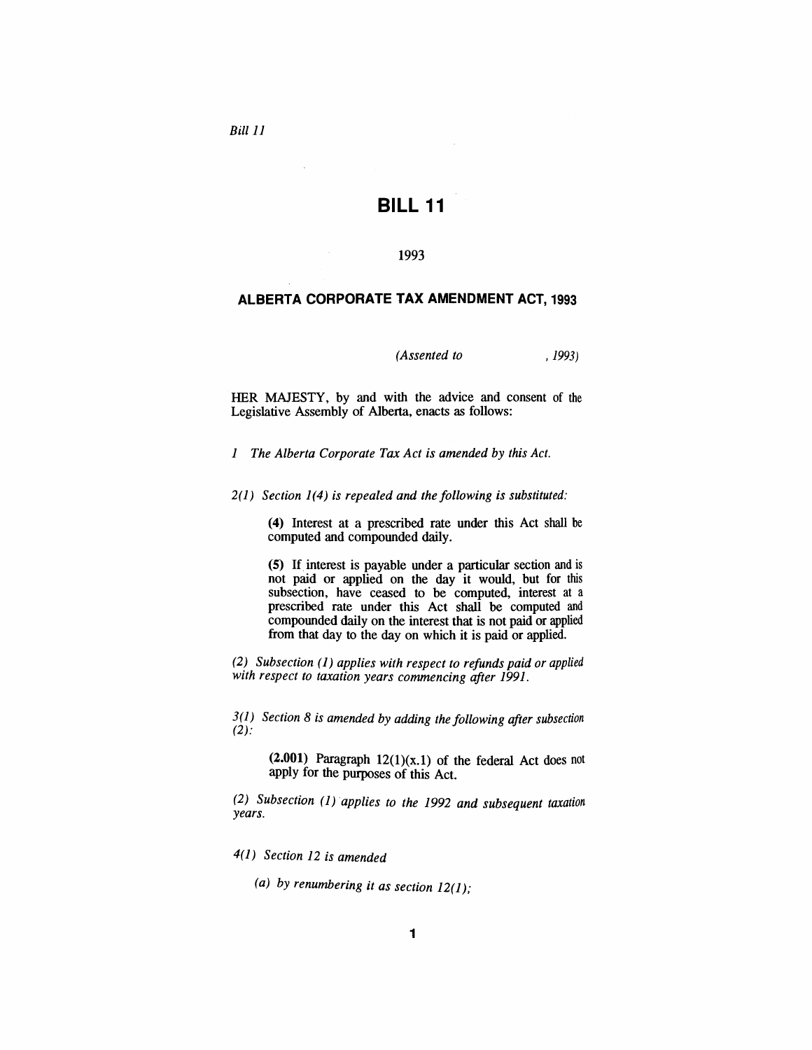*Bill 11*

# BILL 11

1993

## ALBERTA CORPORATE TAX AMENDMENT ACT, 1993

*(Assented to , 1993)*

HER MAJESTY, by and with the advice and consent of the Legislative Assembly of Alberta, enacts as follows:

*1 The Alberta Corporate Tax Act is amended by this Act.*

*2(1) Section 1(4) is repealed and the following is substituted:*

> **(4)** Interest at a prescribed rate under this Act shall be computed and compounded daily.
>
> **(5)** If interest is payable under a particular section and is not paid or applied on the day it would, but for this subsection, have ceased to be computed, interest at a prescribed rate under this Act shall be computed and compounded daily on the interest that is not paid or applied from that day to the day on which it is paid or applied.

*(2) Subsection (1) applies with respect to refunds paid or applied with respect to taxation years commencing after 1991.*

*3(1) Section 8 is amended by adding the following after subsection (2):*

> **(2.001)** Paragraph 12(1)(x.1) of the federal Act does not apply for the purposes of this Act.

*(2) Subsection (1) applies to the 1992 and subsequent taxation years.*

*4(1) Section 12 is amended*

*(a) by renumbering it as section 12(1);*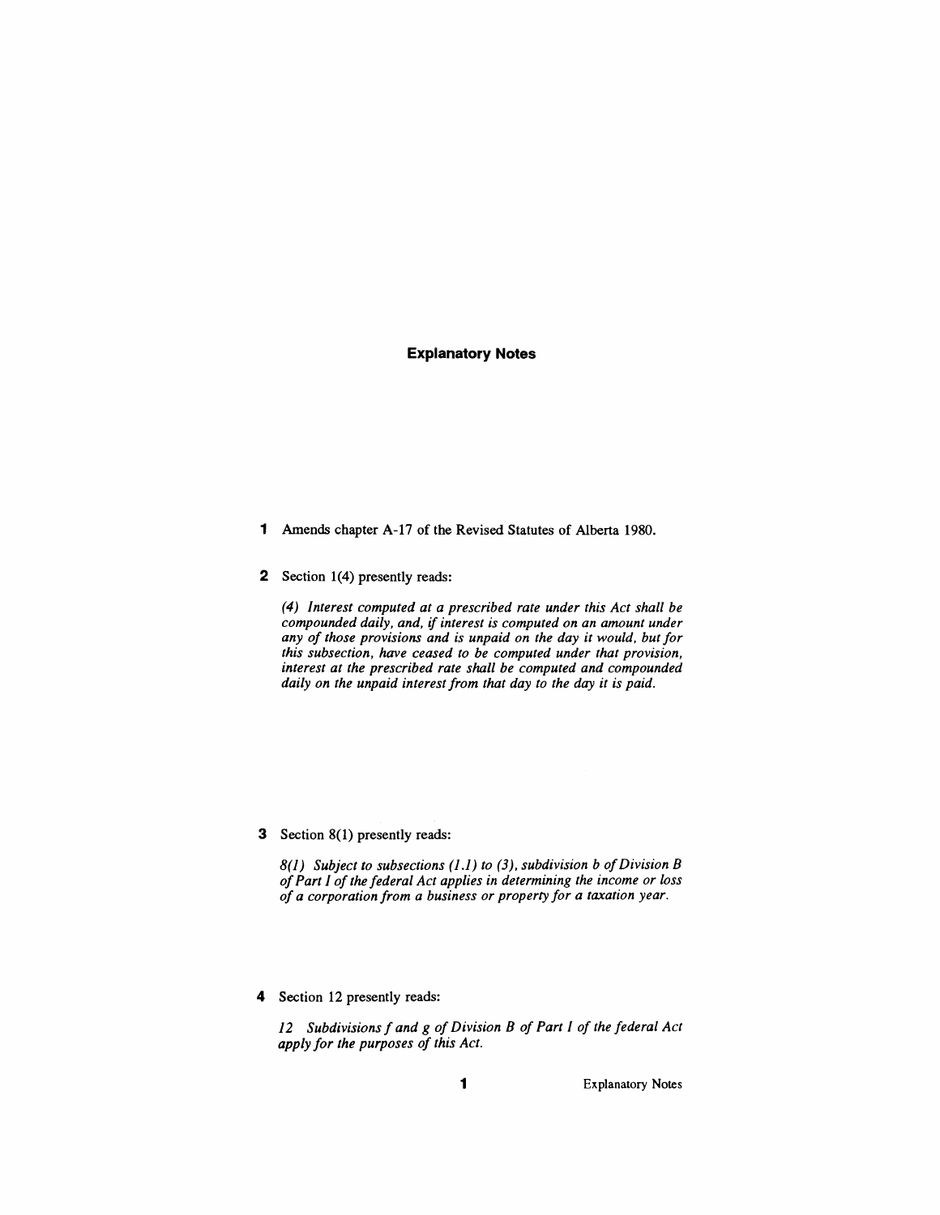# Explanatory Notes

**1** Amends chapter A-17 of the Revised Statutes of Alberta 1980.

**2** Section 1(4) presently reads:

*(4) Interest computed at a prescribed rate under this Act shall be compounded daily, and, if interest is computed on an amount under any of those provisions and is unpaid on the day it would, but for this subsection, have ceased to be computed under that provision, interest at the prescribed rate shall be computed and compounded daily on the unpaid interest from that day to the day it is paid.*

**3** Section 8(1) presently reads:

*8(1) Subject to subsections (1.1) to (3), subdivision b of Division B of Part I of the federal Act applies in determining the income or loss of a corporation from a business or property for a taxation year.*

**4** Section 12 presently reads:

*12 Subdivisions f and g of Division B of Part I of the federal Act apply for the purposes of this Act.*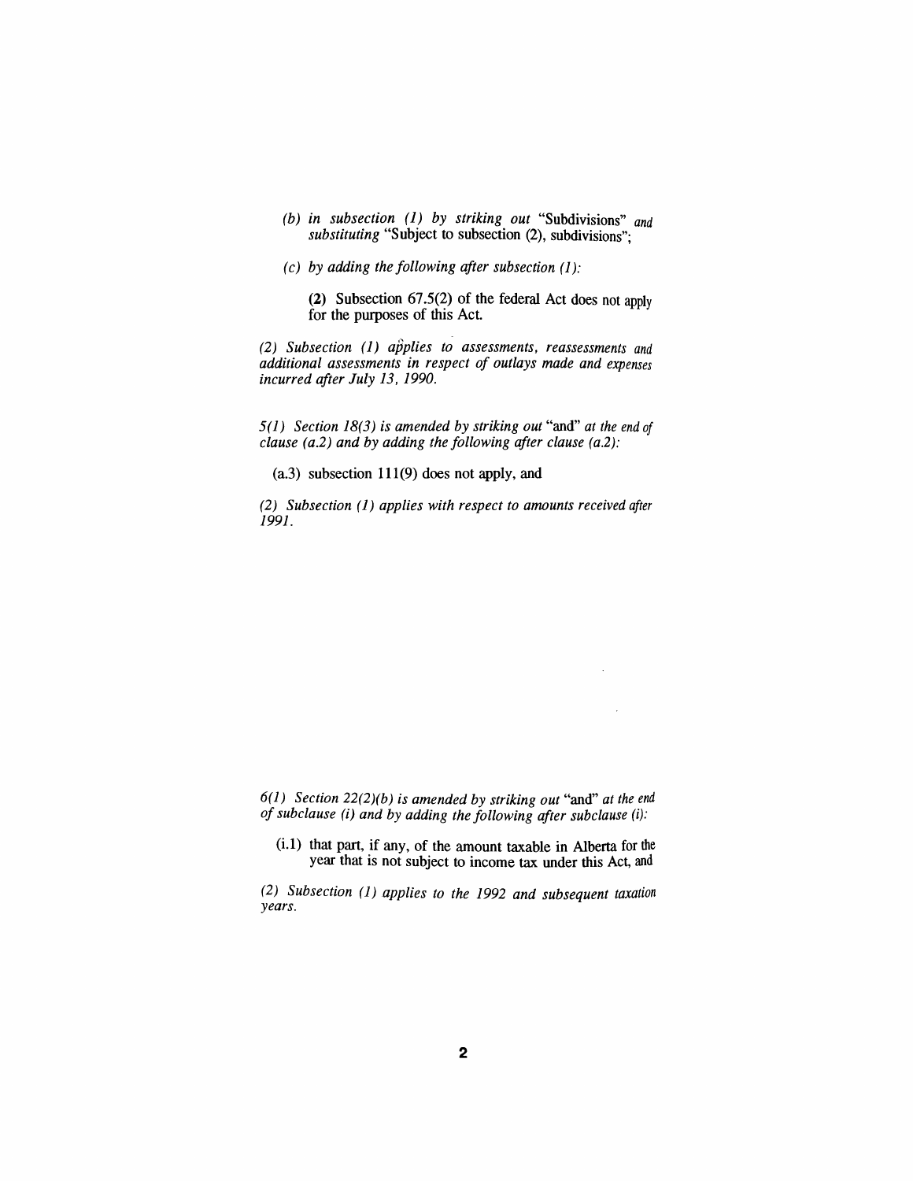*(b) in subsection (1) by striking out* "Subdivisions" *and substituting* "Subject to subsection (2), subdivisions";

*(c) by adding the following after subsection (1):*

> **(2)** Subsection 67.5(2) of the federal Act does not apply for the purposes of this Act.

*(2) Subsection (1) applies to assessments, reassessments and additional assessments in respect of outlays made and expenses incurred after July 13, 1990.*

*5(1) Section 18(3) is amended by striking out* "and" *at the end of clause (a.2) and by adding the following after clause (a.2):*

> (a.3) subsection 111(9) does not apply, and

*(2) Subsection (1) applies with respect to amounts received after 1991.*

*6(1) Section 22(2)(b) is amended by striking out* "and" *at the end of subclause (i) and by adding the following after subclause (i):*

> (i.1) that part, if any, of the amount taxable in Alberta for the year that is not subject to income tax under this Act, and

*(2) Subsection (1) applies to the 1992 and subsequent taxation years.*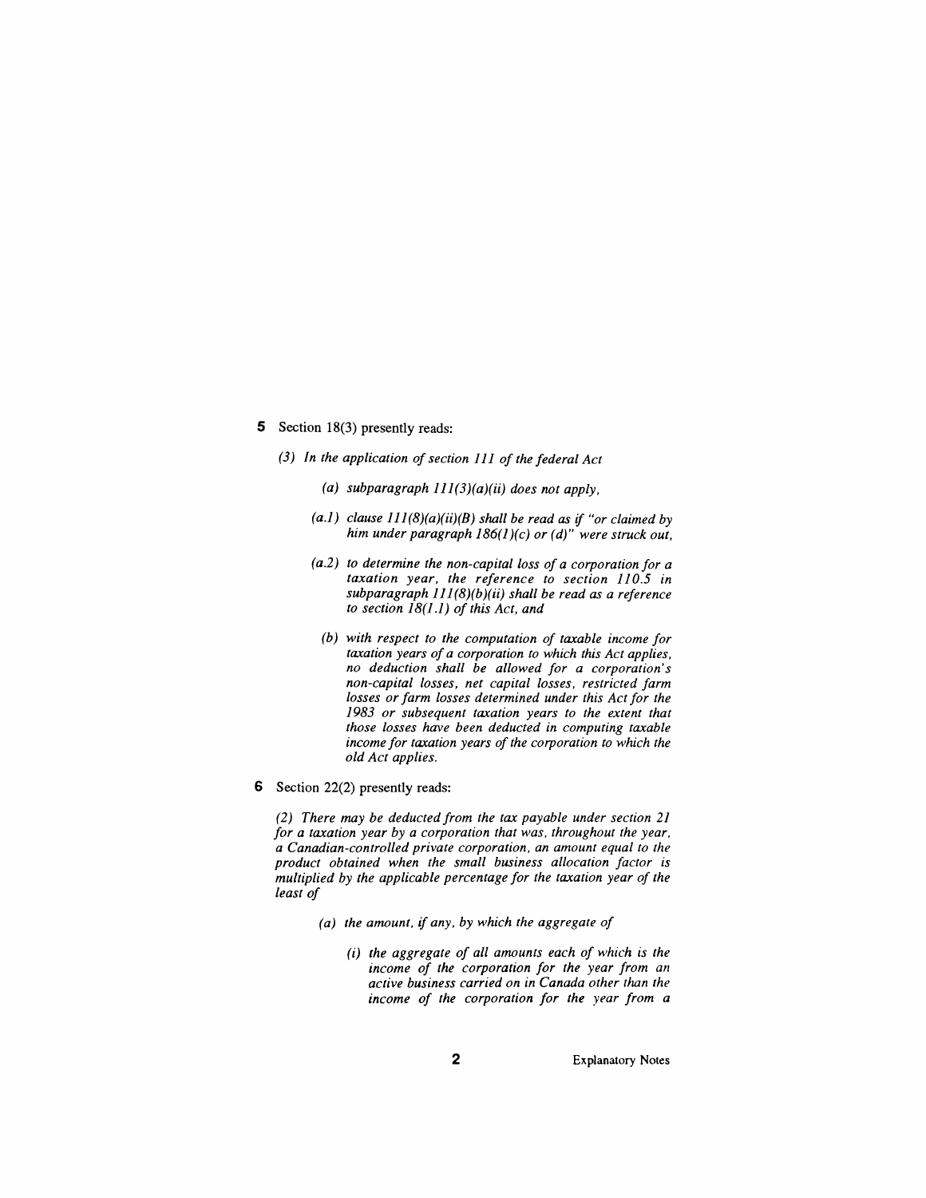**5** Section 18(3) presently reads:

*(3) In the application of section 111 of the federal Act*

*(a) subparagraph 111(3)(a)(ii) does not apply,*

*(a.1) clause 111(8)(a)(ii)(B) shall be read as if "or claimed by him under paragraph 186(1)(c) or (d)" were struck out,*

*(a.2) to determine the non-capital loss of a corporation for a taxation year, the reference to section 110.5 in subparagraph 111(8)(b)(ii) shall be read as a reference to section 18(1.1) of this Act, and*

*(b) with respect to the computation of taxable income for taxation years of a corporation to which this Act applies, no deduction shall be allowed for a corporation's non-capital losses, net capital losses, restricted farm losses or farm losses determined under this Act for the 1983 or subsequent taxation years to the extent that those losses have been deducted in computing taxable income for taxation years of the corporation to which the old Act applies.*

**6** Section 22(2) presently reads:

*(2) There may be deducted from the tax payable under section 21 for a taxation year by a corporation that was, throughout the year, a Canadian-controlled private corporation, an amount equal to the product obtained when the small business allocation factor is multiplied by the applicable percentage for the taxation year of the least of*

*(a) the amount, if any, by which the aggregate of*

*(i) the aggregate of all amounts each of which is the income of the corporation for the year from an active business carried on in Canada other than the income of the corporation for the year from a*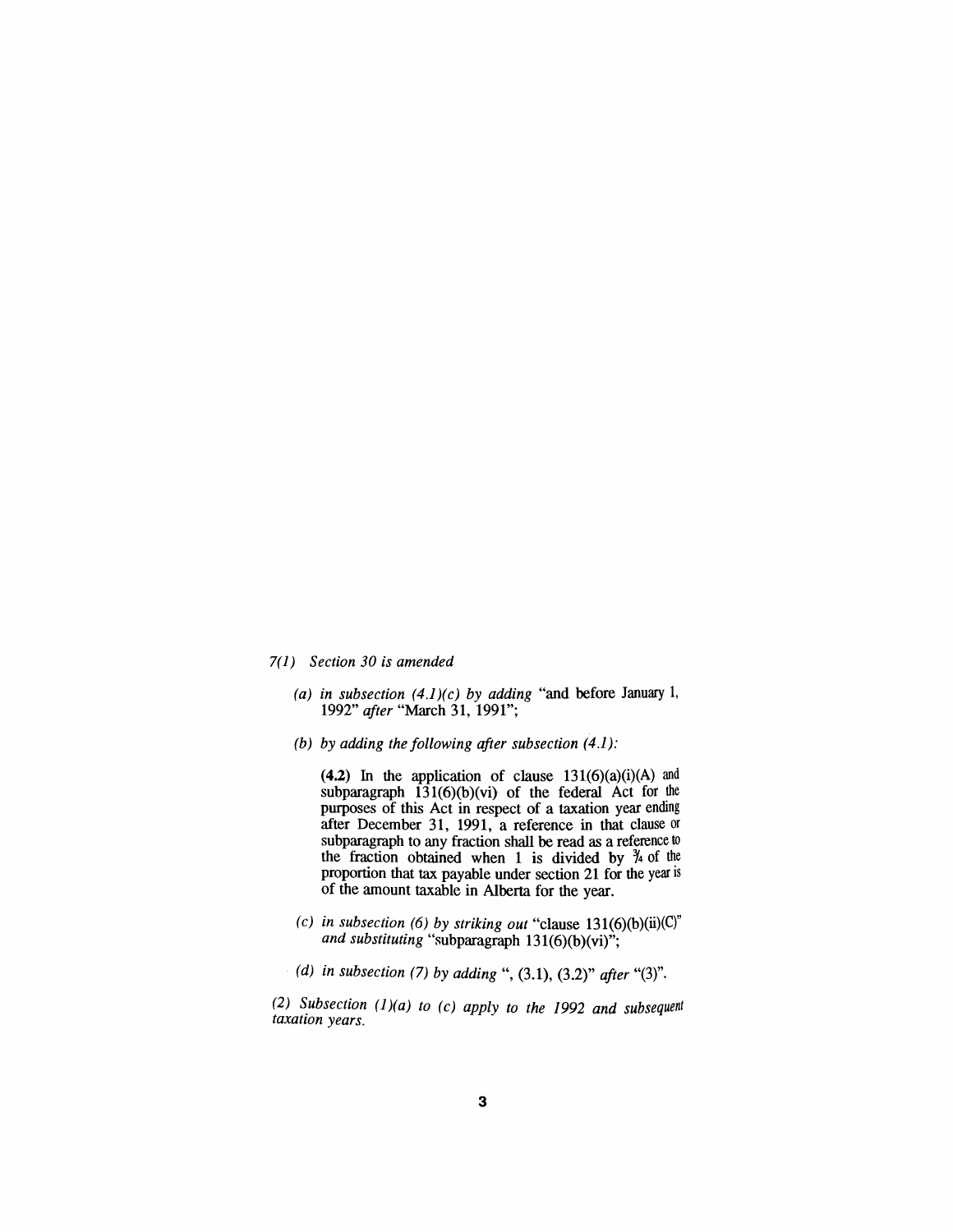*7(1) Section 30 is amended*

*(a) in subsection (4.1)(c) by adding* "and before January 1, 1992" *after* "March 31, 1991";

*(b) by adding the following after subsection (4.1):*

**(4.2)** In the application of clause 131(6)(a)(i)(A) and subparagraph 131(6)(b)(vi) of the federal Act for the purposes of this Act in respect of a taxation year ending after December 31, 1991, a reference in that clause or subparagraph to any fraction shall be read as a reference to the fraction obtained when 1 is divided by ¾ of the proportion that tax payable under section 21 for the year is of the amount taxable in Alberta for the year.

*(c) in subsection (6) by striking out* "clause 131(6)(b)(ii)(C)" *and substituting* "subparagraph 131(6)(b)(vi)";

*(d) in subsection (7) by adding* ", (3.1), (3.2)" *after* "(3)".

*(2) Subsection (1)(a) to (c) apply to the 1992 and subsequent taxation years.*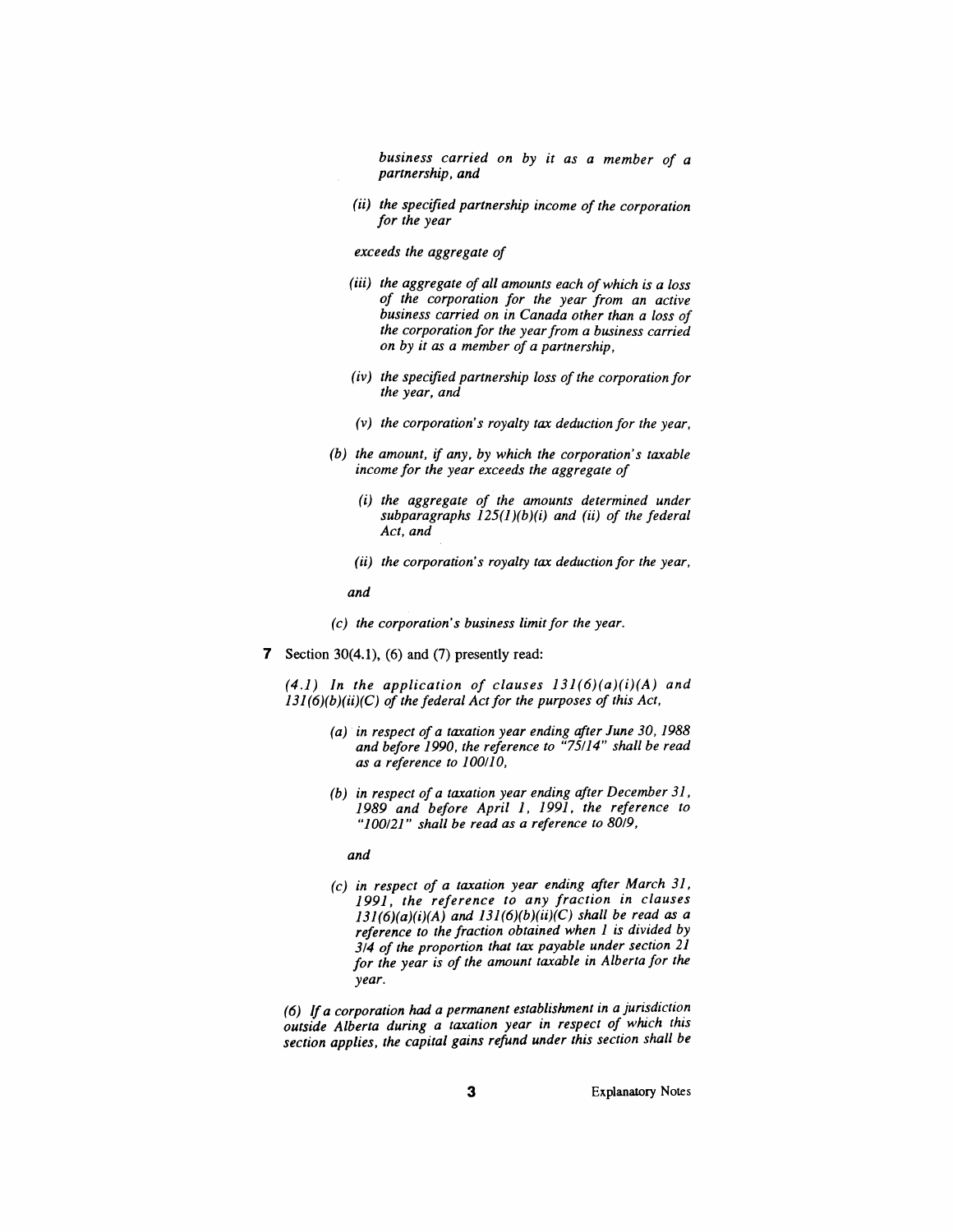*business carried on by it as a member of a partnership, and*

*(ii) the specified partnership income of the corporation for the year*

*exceeds the aggregate of*

*(iii) the aggregate of all amounts each of which is a loss of the corporation for the year from an active business carried on in Canada other than a loss of the corporation for the year from a business carried on by it as a member of a partnership,*

*(iv) the specified partnership loss of the corporation for the year, and*

*(v) the corporation's royalty tax deduction for the year,*

*(b) the amount, if any, by which the corporation's taxable income for the year exceeds the aggregate of*

*(i) the aggregate of the amounts determined under subparagraphs 125(1)(b)(i) and (ii) of the federal Act, and*

*(ii) the corporation's royalty tax deduction for the year,*

*and*

*(c) the corporation's business limit for the year.*

**7** Section 30(4.1), (6) and (7) presently read:

*(4.1) In the application of clauses 131(6)(a)(i)(A) and 131(6)(b)(ii)(C) of the federal Act for the purposes of this Act,*

*(a) in respect of a taxation year ending after June 30, 1988 and before 1990, the reference to "75/14" shall be read as a reference to 100/10,*

*(b) in respect of a taxation year ending after December 31, 1989 and before April 1, 1991, the reference to "100/21" shall be read as a reference to 80/9,*

*and*

*(c) in respect of a taxation year ending after March 31, 1991, the reference to any fraction in clauses 131(6)(a)(i)(A) and 131(6)(b)(ii)(C) shall be read as a reference to the fraction obtained when 1 is divided by 3/4 of the proportion that tax payable under section 21 for the year is of the amount taxable in Alberta for the year.*

*(6) If a corporation had a permanent establishment in a jurisdiction outside Alberta during a taxation year in respect of which this section applies, the capital gains refund under this section shall be*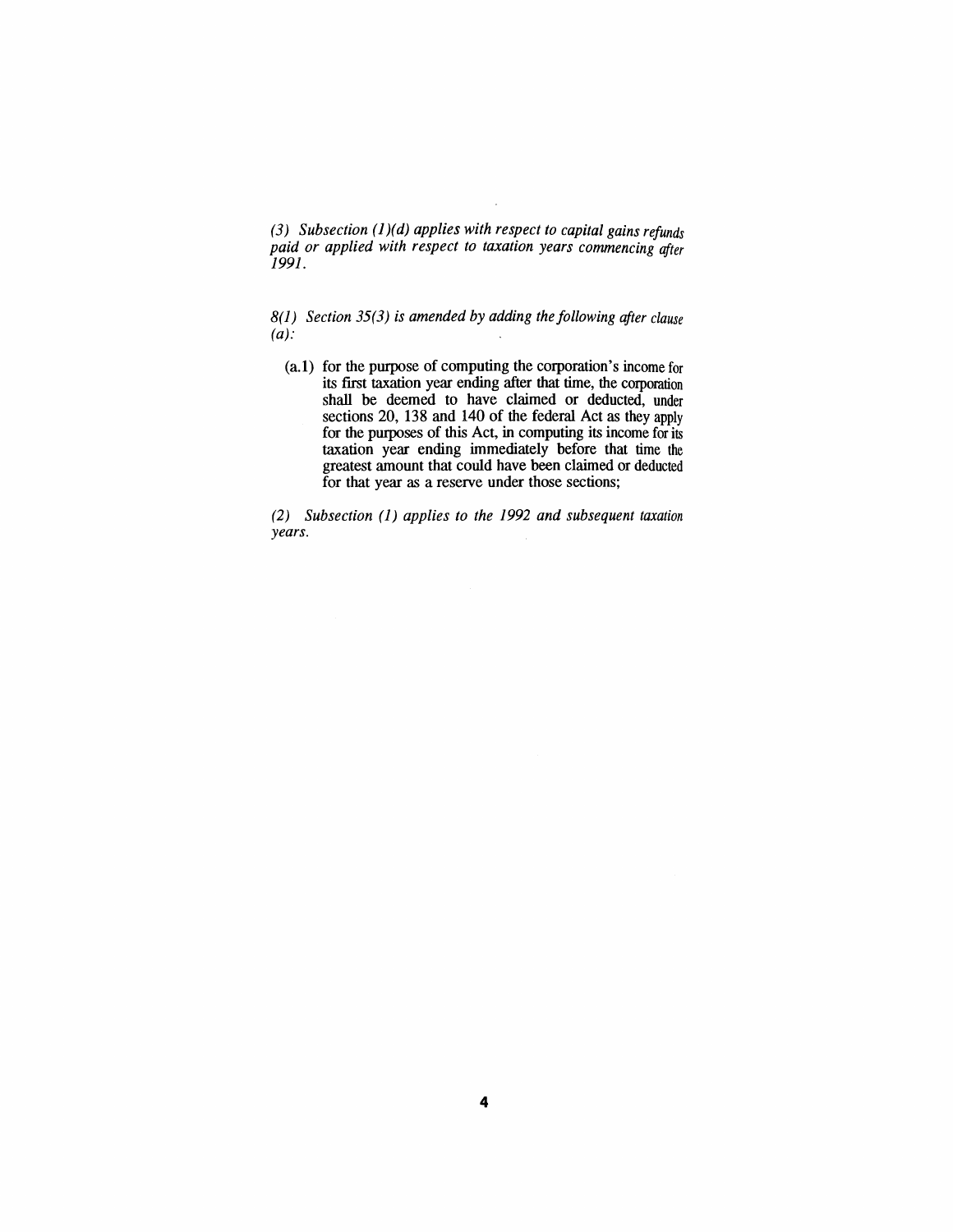*(3) Subsection (1)(d) applies with respect to capital gains refunds paid or applied with respect to taxation years commencing after 1991.*

*8(1) Section 35(3) is amended by adding the following after clause (a):*

(a.1) for the purpose of computing the corporation's income for its first taxation year ending after that time, the corporation shall be deemed to have claimed or deducted, under sections 20, 138 and 140 of the federal Act as they apply for the purposes of this Act, in computing its income for its taxation year ending immediately before that time the greatest amount that could have been claimed or deducted for that year as a reserve under those sections;

*(2) Subsection (1) applies to the 1992 and subsequent taxation years.*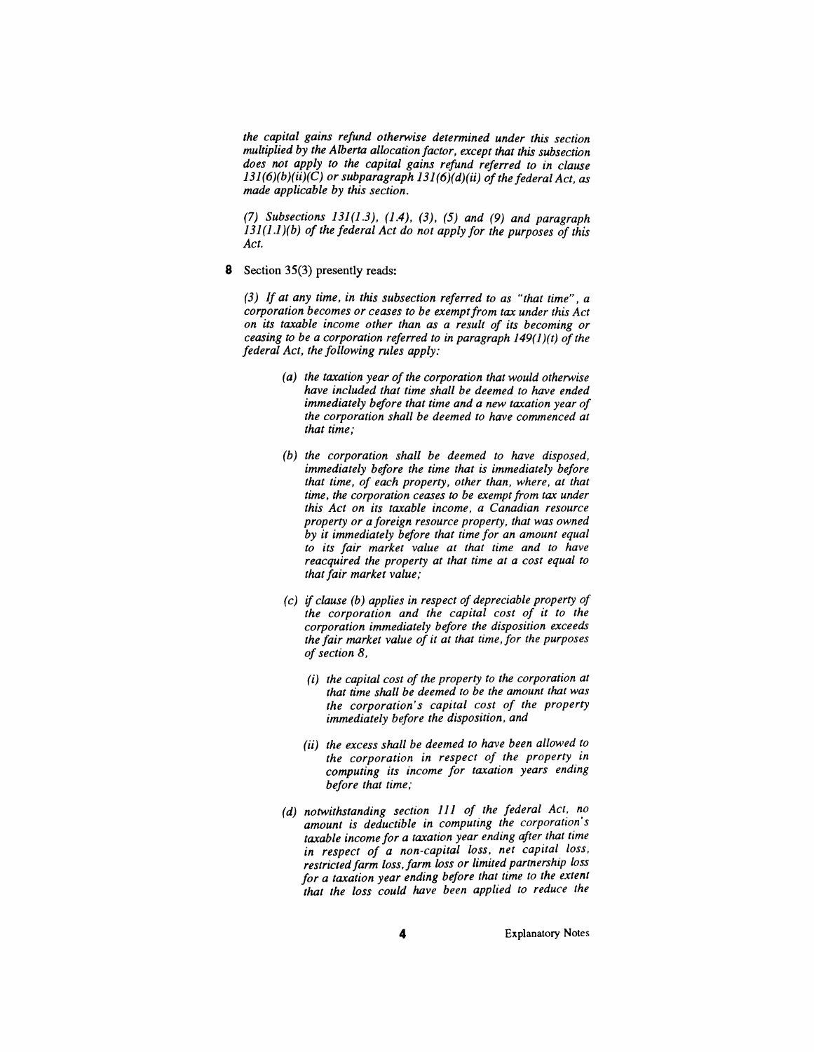*the capital gains refund otherwise determined under this section multiplied by the Alberta allocation factor, except that this subsection does not apply to the capital gains refund referred to in clause 131(6)(b)(ii)(C) or subparagraph 131(6)(d)(ii) of the federal Act, as made applicable by this section.*

*(7) Subsections 131(1.3), (1.4), (3), (5) and (9) and paragraph 131(1.1)(b) of the federal Act do not apply for the purposes of this Act.*

**8** Section 35(3) presently reads:

*(3) If at any time, in this subsection referred to as "that time", a corporation becomes or ceases to be exempt from tax under this Act on its taxable income other than as a result of its becoming or ceasing to be a corporation referred to in paragraph 149(1)(t) of the federal Act, the following rules apply:*

*(a) the taxation year of the corporation that would otherwise have included that time shall be deemed to have ended immediately before that time and a new taxation year of the corporation shall be deemed to have commenced at that time;*

*(b) the corporation shall be deemed to have disposed, immediately before the time that is immediately before that time, of each property, other than, where, at that time, the corporation ceases to be exempt from tax under this Act on its taxable income, a Canadian resource property or a foreign resource property, that was owned by it immediately before that time for an amount equal to its fair market value at that time and to have reacquired the property at that time at a cost equal to that fair market value;*

*(c) if clause (b) applies in respect of depreciable property of the corporation and the capital cost of it to the corporation immediately before the disposition exceeds the fair market value of it at that time, for the purposes of section 8,*

*(i) the capital cost of the property to the corporation at that time shall be deemed to be the amount that was the corporation's capital cost of the property immediately before the disposition, and*

*(ii) the excess shall be deemed to have been allowed to the corporation in respect of the property in computing its income for taxation years ending before that time;*

*(d) notwithstanding section 111 of the federal Act, no amount is deductible in computing the corporation's taxable income for a taxation year ending after that time in respect of a non-capital loss, net capital loss, restricted farm loss, farm loss or limited partnership loss for a taxation year ending before that time to the extent that the loss could have been applied to reduce the*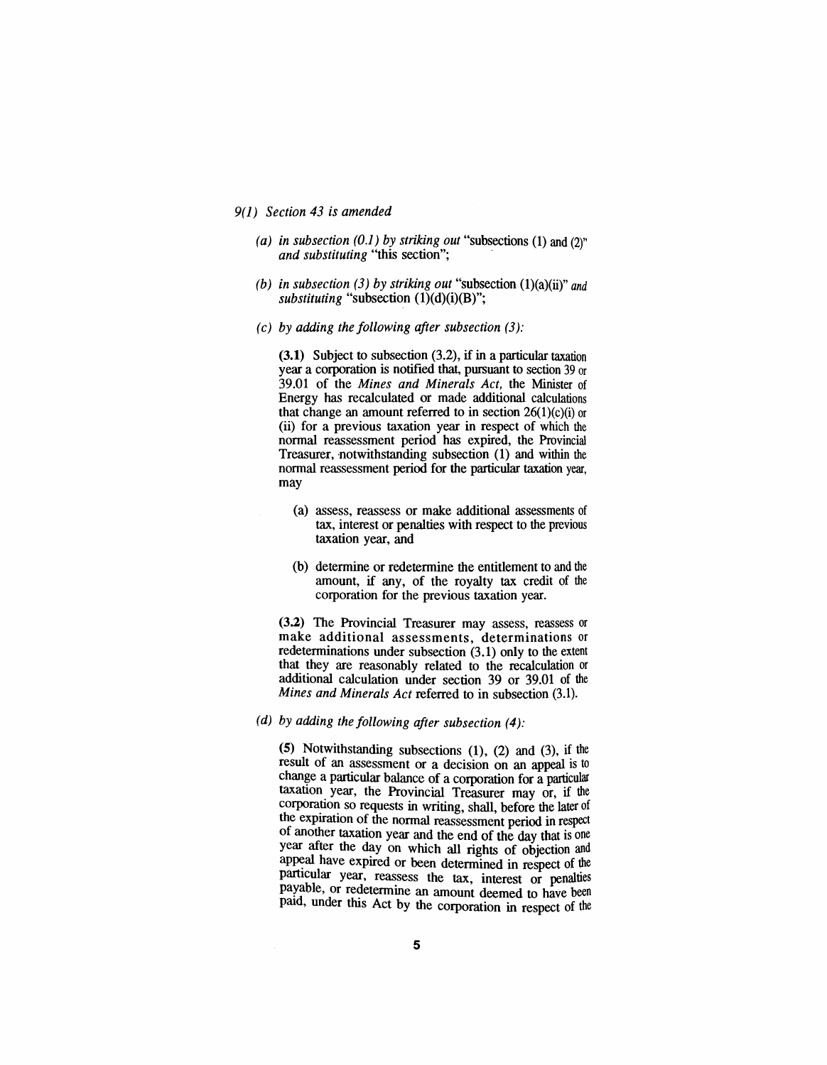*9(1) Section 43 is amended*

*(a) in subsection (0.1) by striking out* "subsections (1) and (2)" *and substituting* "this section";

*(b) in subsection (3) by striking out* "subsection (1)(a)(ii)" *and substituting* "subsection (1)(d)(i)(B)";

*(c) by adding the following after subsection (3):*

**(3.1)** Subject to subsection (3.2), if in a particular taxation year a corporation is notified that, pursuant to section 39 or 39.01 of the *Mines and Minerals Act,* the Minister of Energy has recalculated or made additional calculations that change an amount referred to in section 26(1)(c)(i) or (ii) for a previous taxation year in respect of which the normal reassessment period has expired, the Provincial Treasurer, notwithstanding subsection (1) and within the normal reassessment period for the particular taxation year, may

(a) assess, reassess or make additional assessments of tax, interest or penalties with respect to the previous taxation year, and

(b) determine or redetermine the entitlement to and the amount, if any, of the royalty tax credit of the corporation for the previous taxation year.

**(3.2)** The Provincial Treasurer may assess, reassess or make additional assessments, determinations or redeterminations under subsection (3.1) only to the extent that they are reasonably related to the recalculation or additional calculation under section 39 or 39.01 of the *Mines and Minerals Act* referred to in subsection (3.1).

*(d) by adding the following after subsection (4):*

**(5)** Notwithstanding subsections (1), (2) and (3), if the result of an assessment or a decision on an appeal is to change a particular balance of a corporation for a particular taxation year, the Provincial Treasurer may or, if the corporation so requests in writing, shall, before the later of the expiration of the normal reassessment period in respect of another taxation year and the end of the day that is one year after the day on which all rights of objection and appeal have expired or been determined in respect of the particular year, reassess the tax, interest or penalties payable, or redetermine an amount deemed to have been paid, under this Act by the corporation in respect of the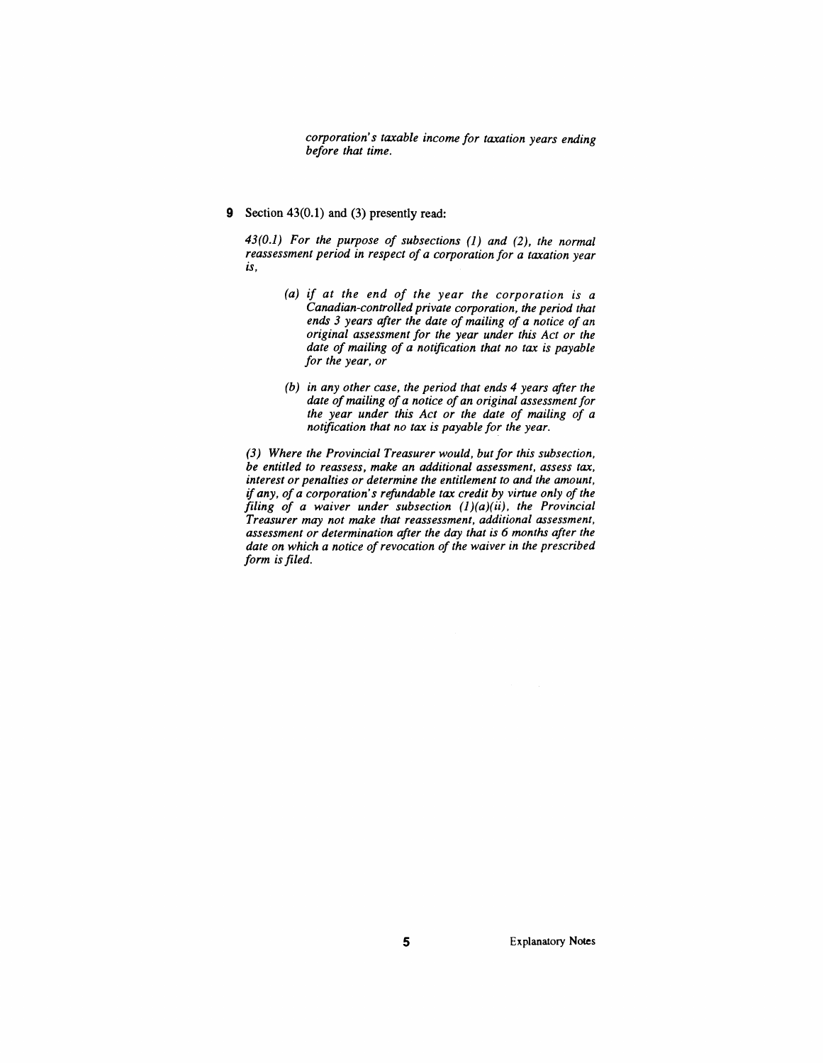*corporation's taxable income for taxation years ending before that time.*

**9** Section 43(0.1) and (3) presently read:

*43(0.1) For the purpose of subsections (1) and (2), the normal reassessment period in respect of a corporation for a taxation year is,*

> *(a) if at the end of the year the corporation is a Canadian-controlled private corporation, the period that ends 3 years after the date of mailing of a notice of an original assessment for the year under this Act or the date of mailing of a notification that no tax is payable for the year, or*
>
> *(b) in any other case, the period that ends 4 years after the date of mailing of a notice of an original assessment for the year under this Act or the date of mailing of a notification that no tax is payable for the year.*

*(3) Where the Provincial Treasurer would, but for this subsection, be entitled to reassess, make an additional assessment, assess tax, interest or penalties or determine the entitlement to and the amount, if any, of a corporation's refundable tax credit by virtue only of the filing of a waiver under subsection (1)(a)(ii), the Provincial Treasurer may not make that reassessment, additional assessment, assessment or determination after the day that is 6 months after the date on which a notice of revocation of the waiver in the prescribed form is filed.*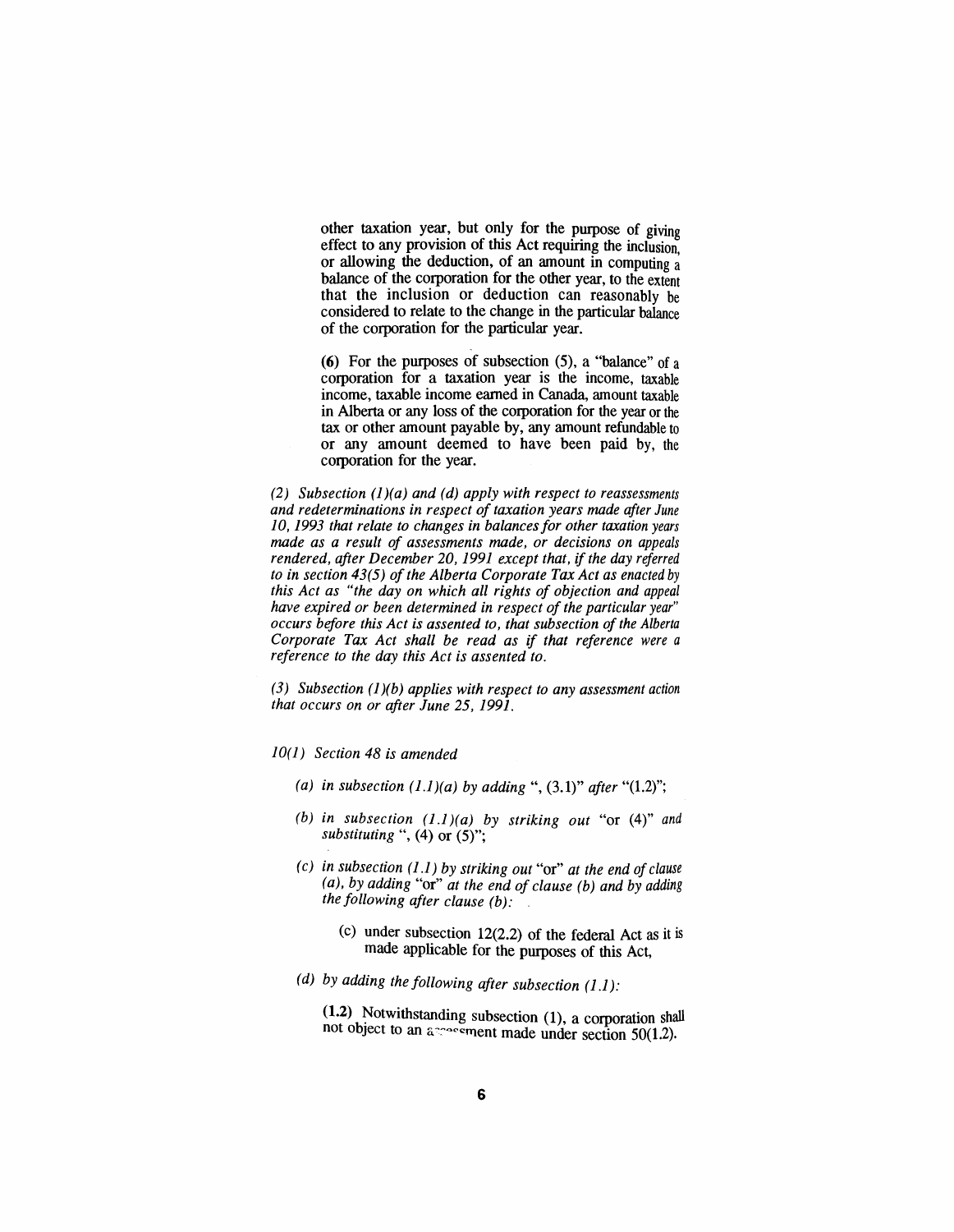other taxation year, but only for the purpose of giving effect to any provision of this Act requiring the inclusion, or allowing the deduction, of an amount in computing a balance of the corporation for the other year, to the extent that the inclusion or deduction can reasonably be considered to relate to the change in the particular balance of the corporation for the particular year.

**(6)** For the purposes of subsection (5), a "balance" of a corporation for a taxation year is the income, taxable income, taxable income earned in Canada, amount taxable in Alberta or any loss of the corporation for the year or the tax or other amount payable by, any amount refundable to or any amount deemed to have been paid by, the corporation for the year.

*(2) Subsection (1)(a) and (d) apply with respect to reassessments and redeterminations in respect of taxation years made after June 10, 1993 that relate to changes in balances for other taxation years made as a result of assessments made, or decisions on appeals rendered, after December 20, 1991 except that, if the day referred to in section 43(5) of the Alberta Corporate Tax Act as enacted by this Act as "the day on which all rights of objection and appeal have expired or been determined in respect of the particular year" occurs before this Act is assented to, that subsection of the Alberta Corporate Tax Act shall be read as if that reference were a reference to the day this Act is assented to.*

*(3) Subsection (1)(b) applies with respect to any assessment action that occurs on or after June 25, 1991.*

*10(1) Section 48 is amended*

- *(a) in subsection (1.1)(a) by adding* ", (3.1)" *after* "(1.2)";
- *(b) in subsection (1.1)(a) by striking out* "or (4)" *and substituting* ", (4) or (5)";
- *(c) in subsection (1.1) by striking out* "or" *at the end of clause (a), by adding* "or" *at the end of clause (b) and by adding the following after clause (b):*

  (c) under subsection 12(2.2) of the federal Act as it is made applicable for the purposes of this Act,

- *(d) by adding the following after subsection (1.1):*

  **(1.2)** Notwithstanding subsection (1), a corporation shall not object to an assessment made under section 50(1.2).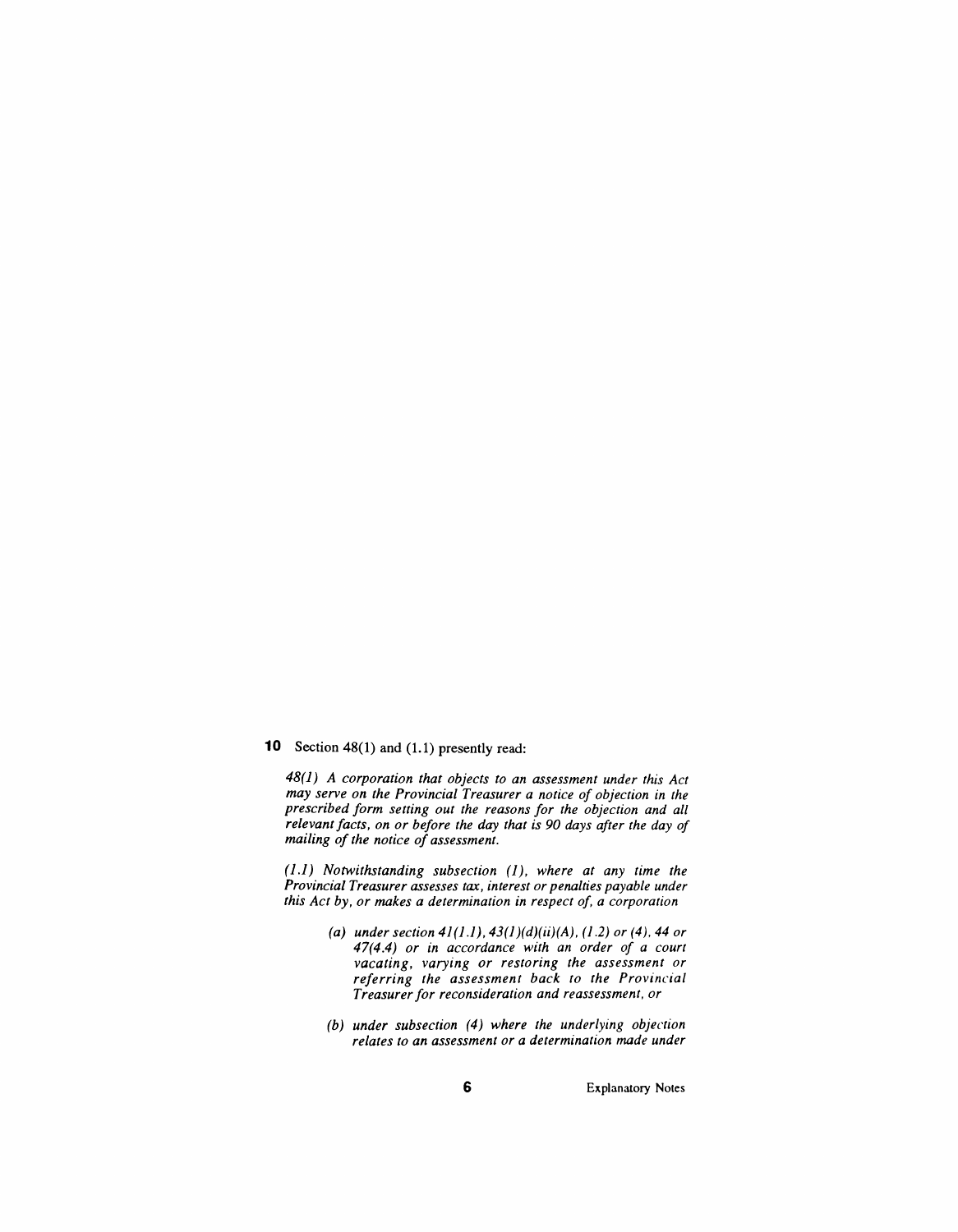**10** Section 48(1) and (1.1) presently read:

*48(1) A corporation that objects to an assessment under this Act may serve on the Provincial Treasurer a notice of objection in the prescribed form setting out the reasons for the objection and all relevant facts, on or before the day that is 90 days after the day of mailing of the notice of assessment.*

*(1.1) Notwithstanding subsection (1), where at any time the Provincial Treasurer assesses tax, interest or penalties payable under this Act by, or makes a determination in respect of, a corporation*

> *(a) under section 41(1.1), 43(1)(d)(ii)(A), (1.2) or (4), 44 or 47(4.4) or in accordance with an order of a court vacating, varying or restoring the assessment or referring the assessment back to the Provincial Treasurer for reconsideration and reassessment, or*
>
> *(b) under subsection (4) where the underlying objection relates to an assessment or a determination made under*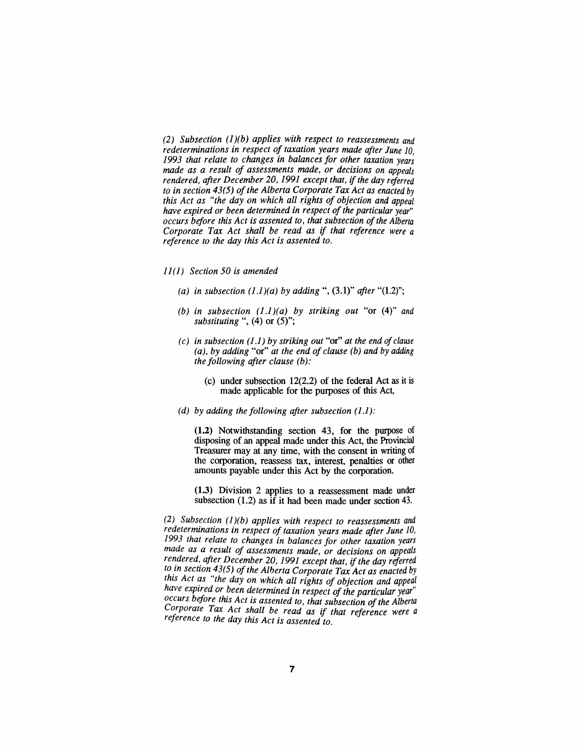*(2) Subsection (1)(b) applies with respect to reassessments and redeterminations in respect of taxation years made after June 10, 1993 that relate to changes in balances for other taxation years made as a result of assessments made, or decisions on appeals rendered, after December 20, 1991 except that, if the day referred to in section 43(5) of the Alberta Corporate Tax Act as enacted by this Act as "the day on which all rights of objection and appeal have expired or been determined in respect of the particular year" occurs before this Act is assented to, that subsection of the Alberta Corporate Tax Act shall be read as if that reference were a reference to the day this Act is assented to.*

*11(1) Section 50 is amended*

- *(a) in subsection (1.1)(a) by adding* ", (3.1)" *after* "(1.2)";
- *(b) in subsection (1.1)(a) by striking out* "or (4)" *and substituting* ", (4) or (5)";
- *(c) in subsection (1.1) by striking out* "or" *at the end of clause (a), by adding* "or" *at the end of clause (b) and by adding the following after clause (b):*

  (c) under subsection 12(2.2) of the federal Act as it is made applicable for the purposes of this Act,

- *(d) by adding the following after subsection (1.1):*

  **(1.2)** Notwithstanding section 43, for the purpose of disposing of an appeal made under this Act, the Provincial Treasurer may at any time, with the consent in writing of the corporation, reassess tax, interest, penalties or other amounts payable under this Act by the corporation.

  **(1.3)** Division 2 applies to a reassessment made under subsection (1.2) as if it had been made under section 43.

*(2) Subsection (1)(b) applies with respect to reassessments and redeterminations in respect of taxation years made after June 10, 1993 that relate to changes in balances for other taxation years made as a result of assessments made, or decisions on appeals rendered, after December 20, 1991 except that, if the day referred to in section 43(5) of the Alberta Corporate Tax Act as enacted by this Act as "the day on which all rights of objection and appeal have expired or been determined in respect of the particular year" occurs before this Act is assented to, that subsection of the Alberta Corporate Tax Act shall be read as if that reference were a reference to the day this Act is assented to.*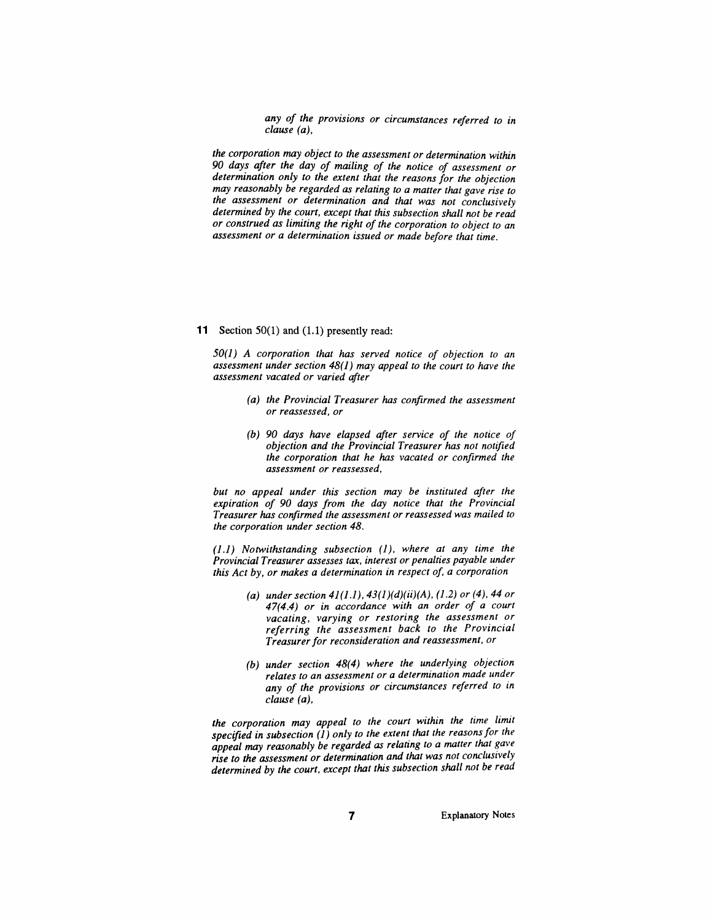*any of the provisions or circumstances referred to in clause (a),*

*the corporation may object to the assessment or determination within 90 days after the day of mailing of the notice of assessment or determination only to the extent that the reasons for the objection may reasonably be regarded as relating to a matter that gave rise to the assessment or determination and that was not conclusively determined by the court, except that this subsection shall not be read or construed as limiting the right of the corporation to object to an assessment or a determination issued or made before that time.*

**11** Section 50(1) and (1.1) presently read:

*50(1) A corporation that has served notice of objection to an assessment under section 48(1) may appeal to the court to have the assessment vacated or varied after*

> *(a) the Provincial Treasurer has confirmed the assessment or reassessed, or*
>
> *(b) 90 days have elapsed after service of the notice of objection and the Provincial Treasurer has not notified the corporation that he has vacated or confirmed the assessment or reassessed,*

*but no appeal under this section may be instituted after the expiration of 90 days from the day notice that the Provincial Treasurer has confirmed the assessment or reassessed was mailed to the corporation under section 48.*

*(1.1) Notwithstanding subsection (1), where at any time the Provincial Treasurer assesses tax, interest or penalties payable under this Act by, or makes a determination in respect of, a corporation*

> *(a) under section 41(1.1), 43(1)(d)(ii)(A), (1.2) or (4), 44 or 47(4.4) or in accordance with an order of a court vacating, varying or restoring the assessment or referring the assessment back to the Provincial Treasurer for reconsideration and reassessment, or*
>
> *(b) under section 48(4) where the underlying objection relates to an assessment or a determination made under any of the provisions or circumstances referred to in clause (a),*

*the corporation may appeal to the court within the time limit specified in subsection (1) only to the extent that the reasons for the appeal may reasonably be regarded as relating to a matter that gave rise to the assessment or determination and that was not conclusively determined by the court, except that this subsection shall not be read*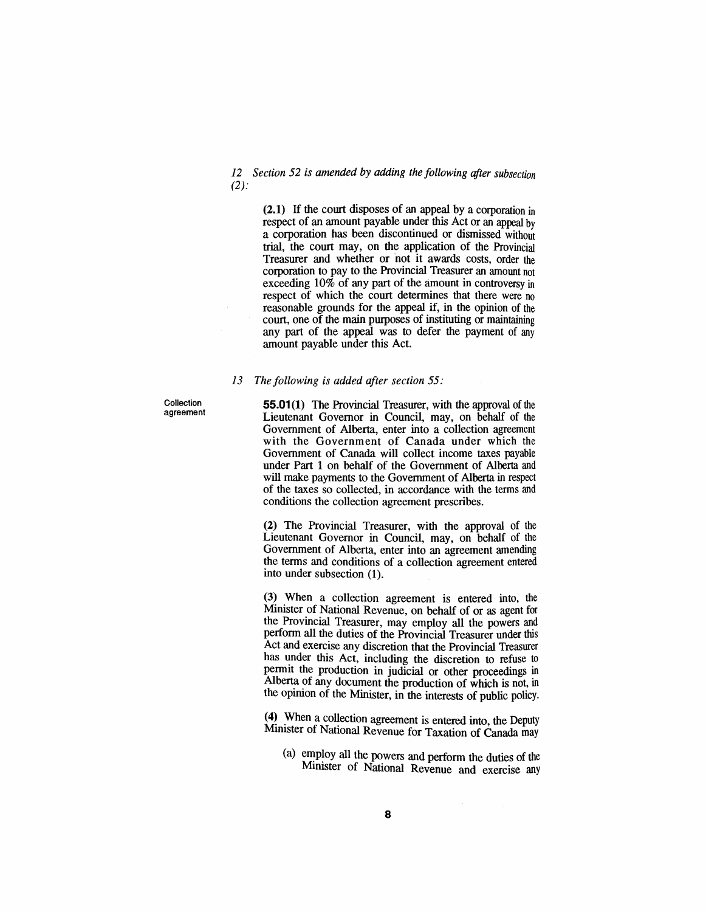*12 Section 52 is amended by adding the following after subsection (2):*

**(2.1)** If the court disposes of an appeal by a corporation in respect of an amount payable under this Act or an appeal by a corporation has been discontinued or dismissed without trial, the court may, on the application of the Provincial Treasurer and whether or not it awards costs, order the corporation to pay to the Provincial Treasurer an amount not exceeding 10% of any part of the amount in controversy in respect of which the court determines that there were no reasonable grounds for the appeal if, in the opinion of the court, one of the main purposes of instituting or maintaining any part of the appeal was to defer the payment of any amount payable under this Act.

*13 The following is added after section 55:*

Collection agreement

**55.01(1)** The Provincial Treasurer, with the approval of the Lieutenant Governor in Council, may, on behalf of the Government of Alberta, enter into a collection agreement with the Government of Canada under which the Government of Canada will collect income taxes payable under Part 1 on behalf of the Government of Alberta and will make payments to the Government of Alberta in respect of the taxes so collected, in accordance with the terms and conditions the collection agreement prescribes.

**(2)** The Provincial Treasurer, with the approval of the Lieutenant Governor in Council, may, on behalf of the Government of Alberta, enter into an agreement amending the terms and conditions of a collection agreement entered into under subsection (1).

**(3)** When a collection agreement is entered into, the Minister of National Revenue, on behalf of or as agent for the Provincial Treasurer, may employ all the powers and perform all the duties of the Provincial Treasurer under this Act and exercise any discretion that the Provincial Treasurer has under this Act, including the discretion to refuse to permit the production in judicial or other proceedings in Alberta of any document the production of which is not, in the opinion of the Minister, in the interests of public policy.

**(4)** When a collection agreement is entered into, the Deputy Minister of National Revenue for Taxation of Canada may

(a) employ all the powers and perform the duties of the Minister of National Revenue and exercise any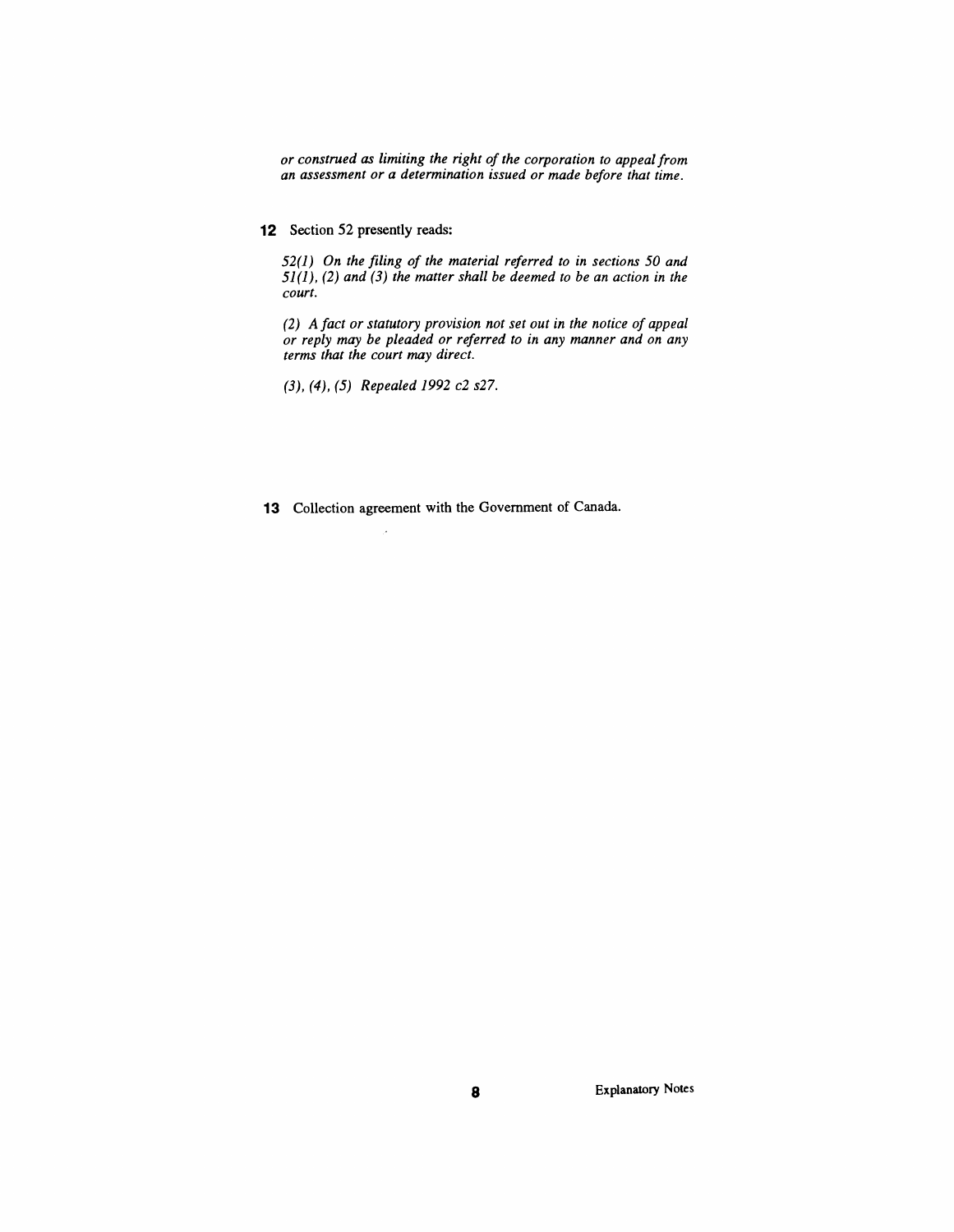*or construed as limiting the right of the corporation to appeal from an assessment or a determination issued or made before that time.*

**12** Section 52 presently reads:

*52(1) On the filing of the material referred to in sections 50 and 51(1), (2) and (3) the matter shall be deemed to be an action in the court.*

*(2) A fact or statutory provision not set out in the notice of appeal or reply may be pleaded or referred to in any manner and on any terms that the court may direct.*

*(3), (4), (5) Repealed 1992 c2 s27.*

**13** Collection agreement with the Government of Canada.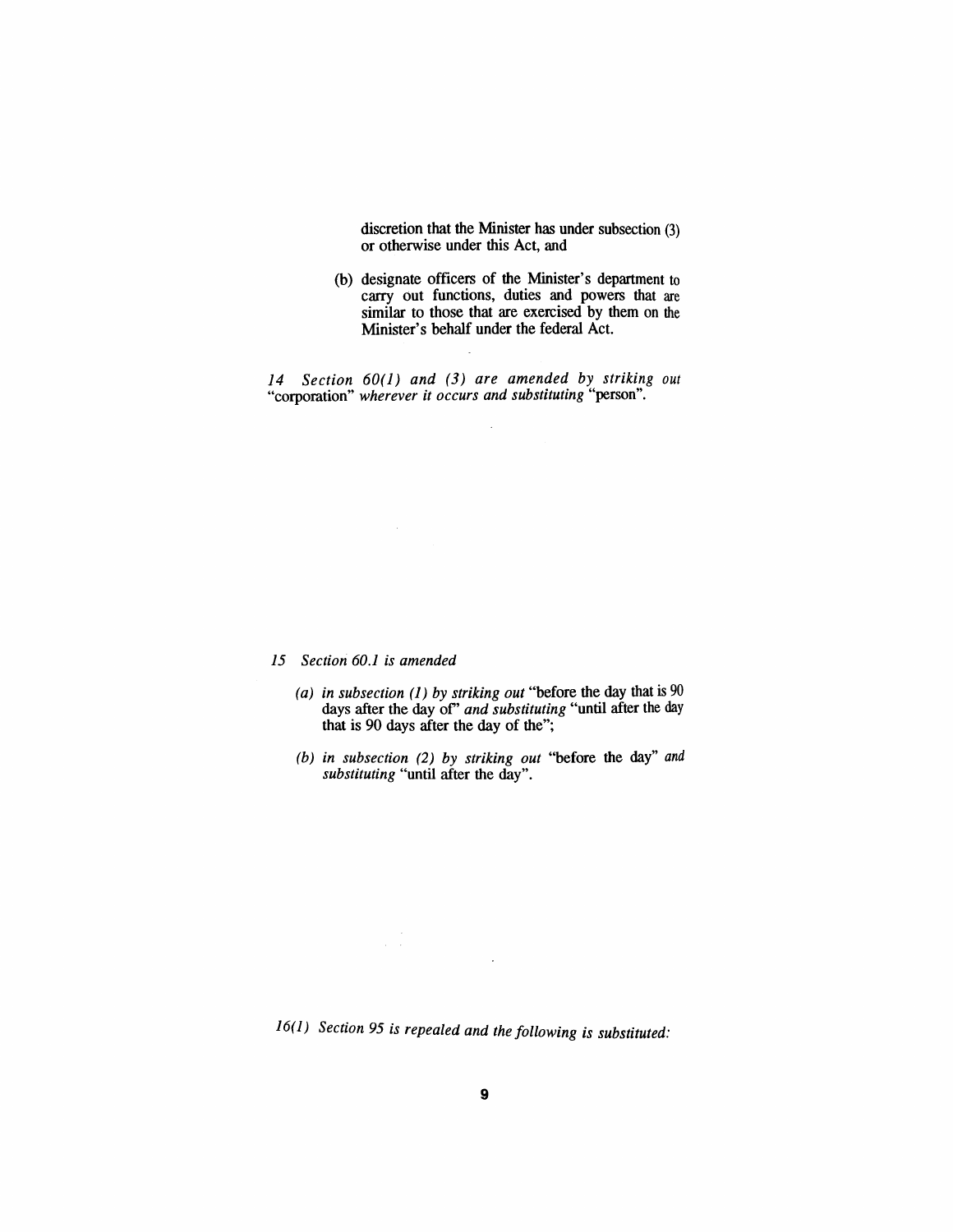discretion that the Minister has under subsection (3) or otherwise under this Act, and

(b) designate officers of the Minister's department to carry out functions, duties and powers that are similar to those that are exercised by them on the Minister's behalf under the federal Act.

*14 Section 60(1) and (3) are amended by striking out* "corporation" *wherever it occurs and substituting* "person".

*15 Section 60.1 is amended*

*(a) in subsection (1) by striking out* "before the day that is 90 days after the day of" *and substituting* "until after the day that is 90 days after the day of the";

*(b) in subsection (2) by striking out* "before the day" *and substituting* "until after the day".

*16(1) Section 95 is repealed and the following is substituted:*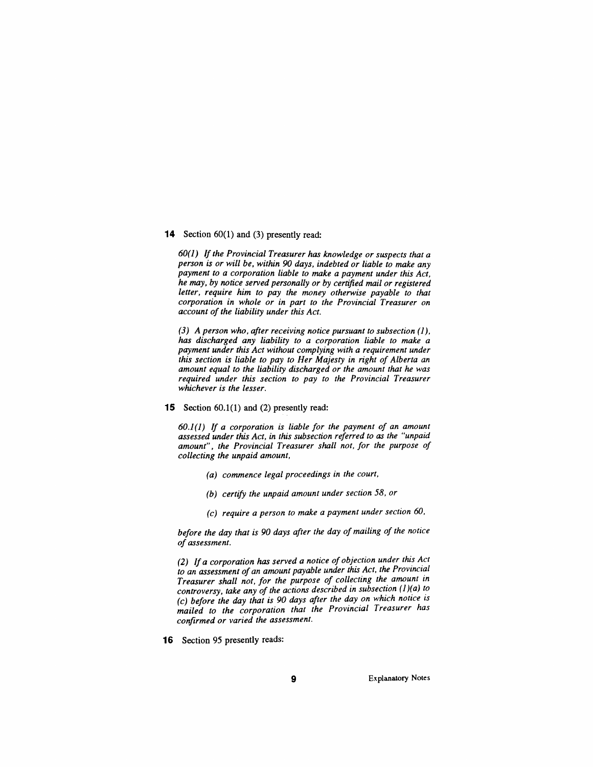**14** Section 60(1) and (3) presently read:

*60(1) If the Provincial Treasurer has knowledge or suspects that a person is or will be, within 90 days, indebted or liable to make any payment to a corporation liable to make a payment under this Act, he may, by notice served personally or by certified mail or registered letter, require him to pay the money otherwise payable to that corporation in whole or in part to the Provincial Treasurer on account of the liability under this Act.*

*(3) A person who, after receiving notice pursuant to subsection (1), has discharged any liability to a corporation liable to make a payment under this Act without complying with a requirement under this section is liable to pay to Her Majesty in right of Alberta an amount equal to the liability discharged or the amount that he was required under this section to pay to the Provincial Treasurer whichever is the lesser.*

**15** Section 60.1(1) and (2) presently read:

*60.1(1) If a corporation is liable for the payment of an amount assessed under this Act, in this subsection referred to as the "unpaid amount", the Provincial Treasurer shall not, for the purpose of collecting the unpaid amount,*

- *(a) commence legal proceedings in the court,*
- *(b) certify the unpaid amount under section 58, or*
- *(c) require a person to make a payment under section 60,*

*before the day that is 90 days after the day of mailing of the notice of assessment.*

*(2) If a corporation has served a notice of objection under this Act to an assessment of an amount payable under this Act, the Provincial Treasurer shall not, for the purpose of collecting the amount in controversy, take any of the actions described in subsection (1)(a) to (c) before the day that is 90 days after the day on which notice is mailed to the corporation that the Provincial Treasurer has confirmed or varied the assessment.*

**16** Section 95 presently reads: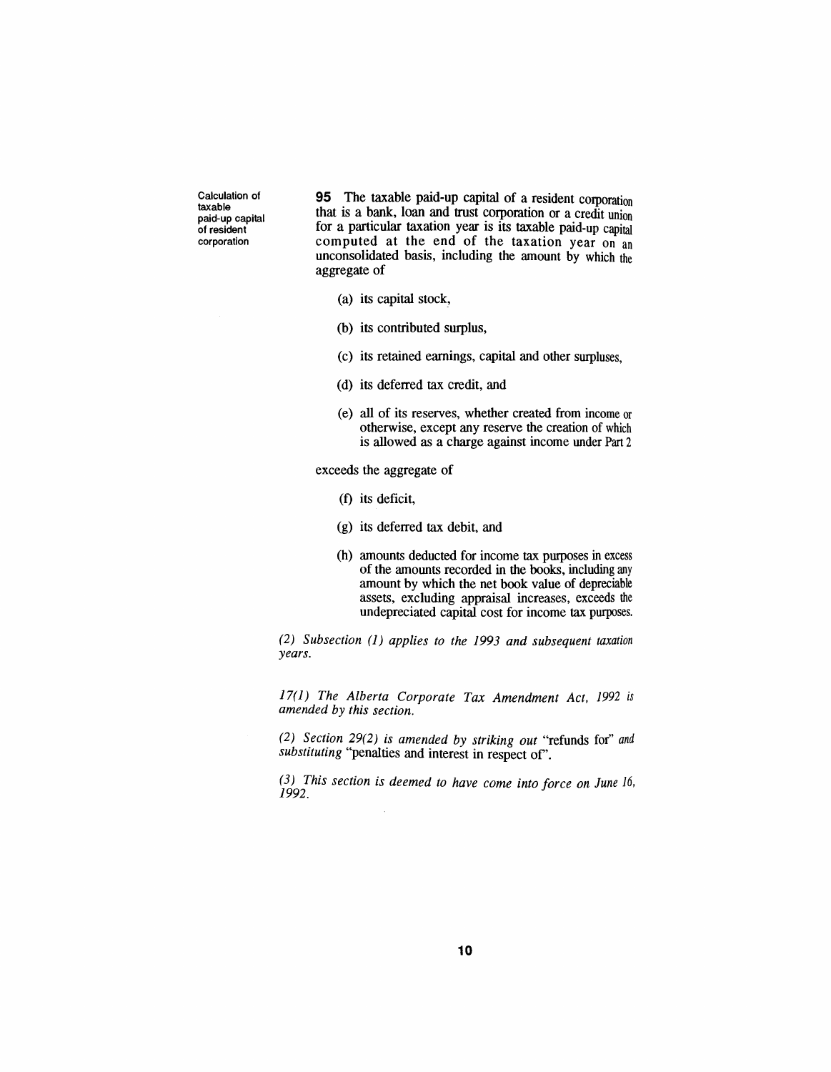Calculation of taxable paid-up capital of resident corporation

**95** The taxable paid-up capital of a resident corporation that is a bank, loan and trust corporation or a credit union for a particular taxation year is its taxable paid-up capital computed at the end of the taxation year on an unconsolidated basis, including the amount by which the aggregate of

(a) its capital stock,

(b) its contributed surplus,

(c) its retained earnings, capital and other surpluses,

(d) its deferred tax credit, and

(e) all of its reserves, whether created from income or otherwise, except any reserve the creation of which is allowed as a charge against income under Part 2

exceeds the aggregate of

(f) its deficit,

(g) its deferred tax debit, and

(h) amounts deducted for income tax purposes in excess of the amounts recorded in the books, including any amount by which the net book value of depreciable assets, excluding appraisal increases, exceeds the undepreciated capital cost for income tax purposes.

*(2) Subsection (1) applies to the 1993 and subsequent taxation years.*

*17(1) The Alberta Corporate Tax Amendment Act, 1992 is amended by this section.*

*(2) Section 29(2) is amended by striking out* "refunds for" *and substituting* "penalties and interest in respect of".

*(3) This section is deemed to have come into force on June 16, 1992.*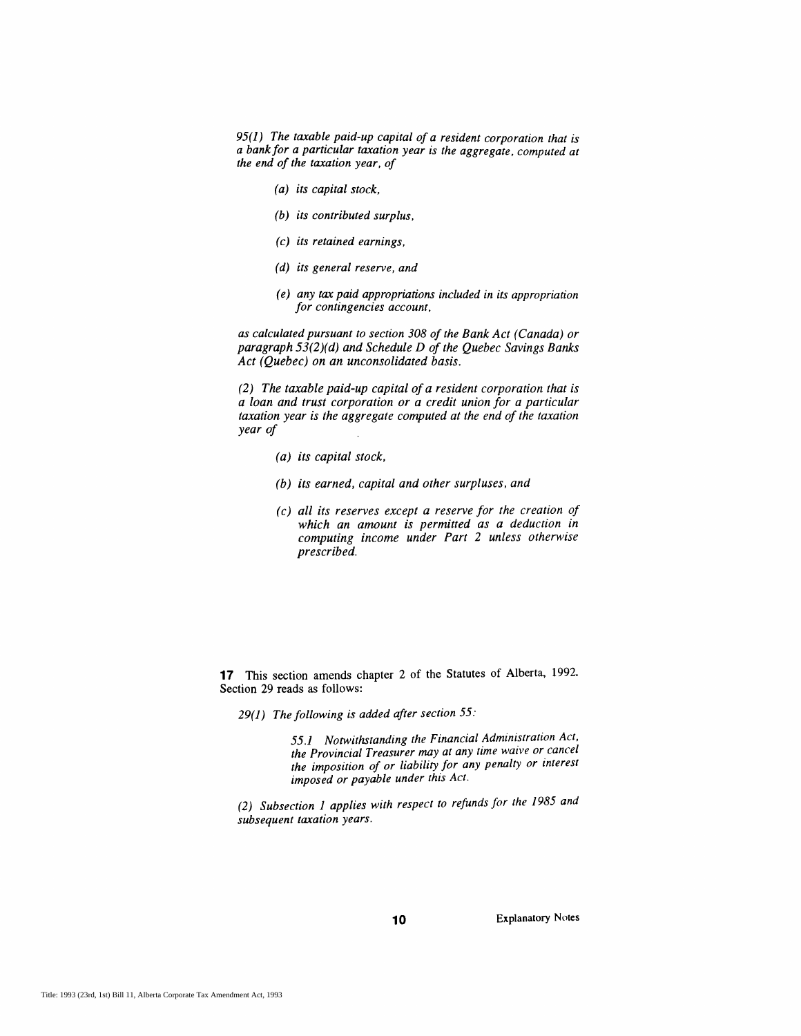*95(1) The taxable paid-up capital of a resident corporation that is a bank for a particular taxation year is the aggregate, computed at the end of the taxation year, of*

> *(a) its capital stock,*
>
> *(b) its contributed surplus,*
>
> *(c) its retained earnings,*
>
> *(d) its general reserve, and*
>
> *(e) any tax paid appropriations included in its appropriation for contingencies account,*

*as calculated pursuant to section 308 of the Bank Act (Canada) or paragraph 53(2)(d) and Schedule D of the Quebec Savings Banks Act (Quebec) on an unconsolidated basis.*

*(2) The taxable paid-up capital of a resident corporation that is a loan and trust corporation or a credit union for a particular taxation year is the aggregate computed at the end of the taxation year of*

> *(a) its capital stock,*
>
> *(b) its earned, capital and other surpluses, and*
>
> *(c) all its reserves except a reserve for the creation of which an amount is permitted as a deduction in computing income under Part 2 unless otherwise prescribed.*

**17** This section amends chapter 2 of the Statutes of Alberta, 1992. Section 29 reads as follows:

*29(1) The following is added after section 55:*

> *55.1 Notwithstanding the Financial Administration Act, the Provincial Treasurer may at any time waive or cancel the imposition of or liability for any penalty or interest imposed or payable under this Act.*

*(2) Subsection 1 applies with respect to refunds for the 1985 and subsequent taxation years.*